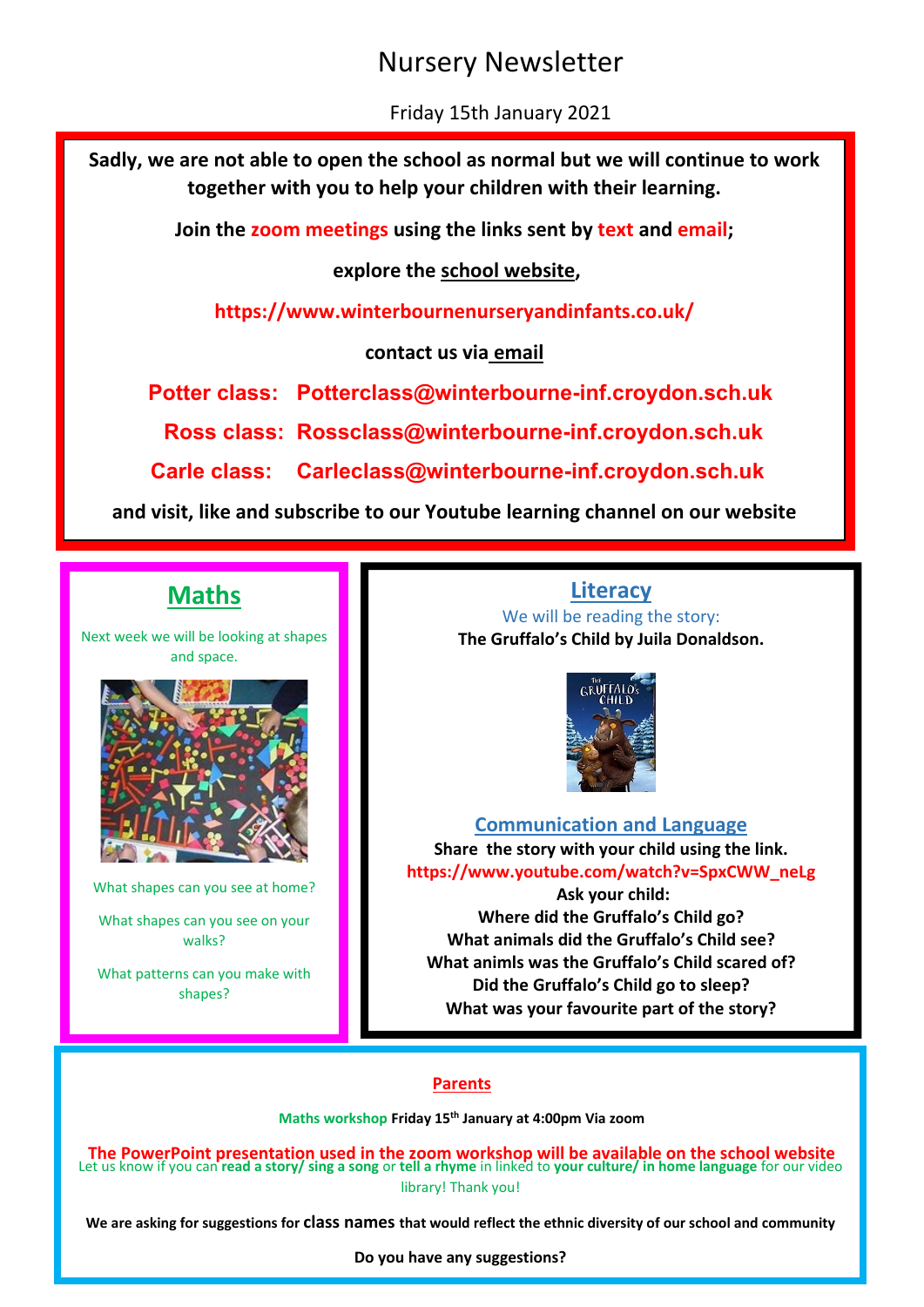# Nursery Newsletter

Friday 15th January 2021

**Sadly, we are not able to open the school as normal but we will continue to work together with you to help your children with their learning.**

**Join the zoom meetings using the links sent by text and email;**

**explore the school website,**

**https://www.winterbournenurseryandinfants.co.uk/**

**contact us via email**

**Potter class: Potterclass@winterbourne-inf.croydon.sch.uk**

**Ross class: Rossclass@winterbourne-inf.croydon.sch.uk**

**Carle class: Carleclass@winterbourne-inf.croydon.sch.uk**

**and visit, like and subscribe to our Youtube learning channel on our website**

## Maths

Next week we will be looking at shapes and space.

What shapes can you see at home?

What shapes can you see on your walks?

What patterns can you make with shapes?

## Literacy

We will be reading the story:

**The Gruffalo's Child by Juila Donaldson.**

## Communication and Language

**Share the story with your child using the link.**

**https://www.youtube.com/watch?v=SpxCWW_neLg**

**Ask your child:**

**Where did the Gruffalo's Child go?**

**What animals did the Gruffalo's Child see?**

**What animls was the Gruffalo's Child scared of?**

**Did the Gruffalo's Child go to sleep?**

**What was your favourite part of the story?**

## Parents

Maths workshop **Friday 15th January at 4:00pm Via zoom**

**The PowerPoint presentation used in the zoom workshop will be available on the school website**

Let us know if you can **read a story/ sing a song** or **tell a rhyme** in linked to **your culture/ in home language** for our video library! Thank you!

**We are asking for suggestions for class names that would reflect the ethnic diversity of our school and community**

**Do you have any suggestions?**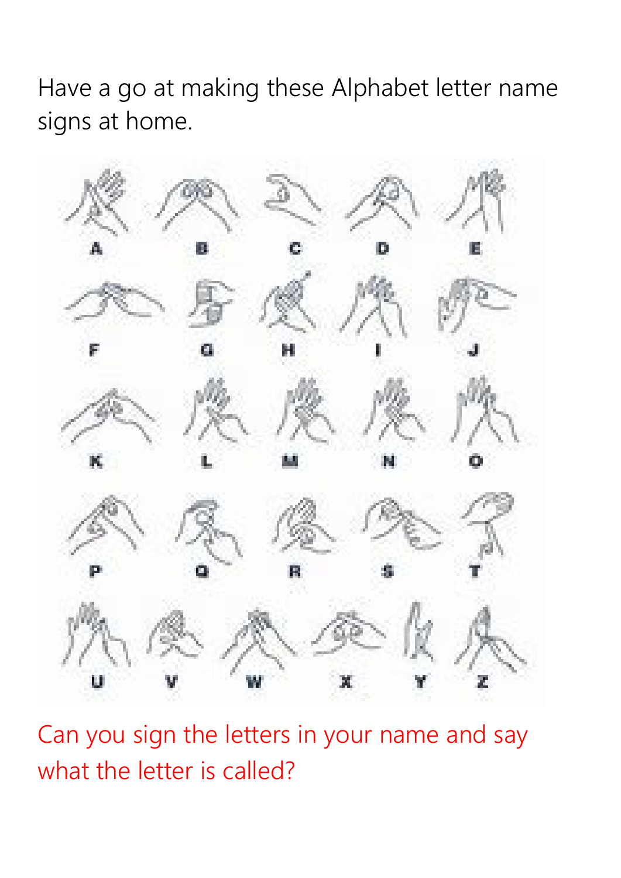Have a go at making these Alphabet letter name signs at home.

A B C D E

F G H I J

K L M N O

P Q R S T

U V W X Y Z

Can you sign the letters in your name and say what the letter is called?